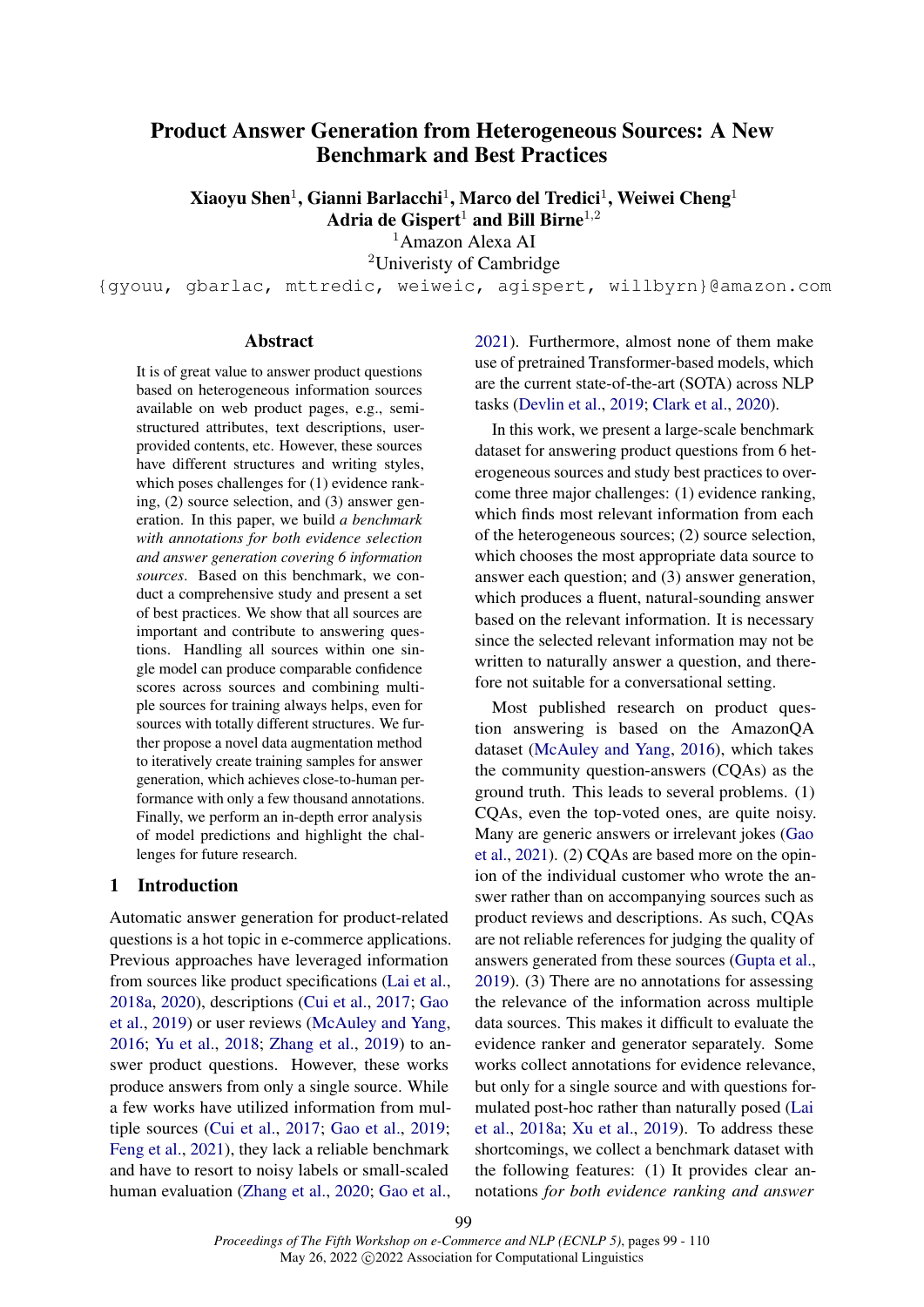# Product Answer Generation from Heterogeneous Sources: A New Benchmark and Best Practices

**Xiaoyu Shen**[1], **Gianni Barlacchi**[1], **Marco del Tredici**[1], **Weiwei Cheng**[1]
**Adria de Gispert**[1] **and Bill Birne**[1,2]

[1]Amazon Alexa AI
[2]Univeristy of Cambridge

{gyouu, gbarlac, mttredic, weiweic, agispert, willbyrn}@amazon.com

## Abstract

It is of great value to answer product questions based on heterogeneous information sources available on web product pages, e.g., semi-structured attributes, text descriptions, user-provided contents, etc. However, these sources have different structures and writing styles, which poses challenges for (1) evidence ranking, (2) source selection, and (3) answer generation. In this paper, we build *a benchmark with annotations for both evidence selection and answer generation covering 6 information sources*. Based on this benchmark, we conduct a comprehensive study and present a set of best practices. We show that all sources are important and contribute to answering questions. Handling all sources within one single model can produce comparable confidence scores across sources and combining multiple sources for training always helps, even for sources with totally different structures. We further propose a novel data augmentation method to iteratively create training samples for answer generation, which achieves close-to-human performance with only a few thousand annotations. Finally, we perform an in-depth error analysis of model predictions and highlight the challenges for future research.

## 1 Introduction

Automatic answer generation for product-related questions is a hot topic in e-commerce applications. Previous approaches have leveraged information from sources like product specifications (Lai et al., 2018a, 2020), descriptions (Cui et al., 2017; Gao et al., 2019) or user reviews (McAuley and Yang, 2016; Yu et al., 2018; Zhang et al., 2019) to answer product questions. However, these works produce answers from only a single source. While a few works have utilized information from multiple sources (Cui et al., 2017; Gao et al., 2019; Feng et al., 2021), they lack a reliable benchmark and have to resort to noisy labels or small-scaled human evaluation (Zhang et al., 2020; Gao et al., 2021). Furthermore, almost none of them make use of pretrained Transformer-based models, which are the current state-of-the-art (SOTA) across NLP tasks (Devlin et al., 2019; Clark et al., 2020).

In this work, we present a large-scale benchmark dataset for answering product questions from 6 heterogeneous sources and study best practices to overcome three major challenges: (1) evidence ranking, which finds most relevant information from each of the heterogeneous sources; (2) source selection, which chooses the most appropriate data source to answer each question; and (3) answer generation, which produces a fluent, natural-sounding answer based on the relevant information. It is necessary since the selected relevant information may not be written to naturally answer a question, and therefore not suitable for a conversational setting.

Most published research on product question answering is based on the AmazonQA dataset (McAuley and Yang, 2016), which takes the community question-answers (CQAs) as the ground truth. This leads to several problems. (1) CQAs, even the top-voted ones, are quite noisy. Many are generic answers or irrelevant jokes (Gao et al., 2021). (2) CQAs are based more on the opinion of the individual customer who wrote the answer rather than on accompanying sources such as product reviews and descriptions. As such, CQAs are not reliable references for judging the quality of answers generated from these sources (Gupta et al., 2019). (3) There are no annotations for assessing the relevance of the information across multiple data sources. This makes it difficult to evaluate the evidence ranker and generator separately. Some works collect annotations for evidence relevance, but only for a single source and with questions formulated post-hoc rather than naturally posed (Lai et al., 2018a; Xu et al., 2019). To address these shortcomings, we collect a benchmark dataset with the following features: (1) It provides clear annotations *for both evidence ranking and answer*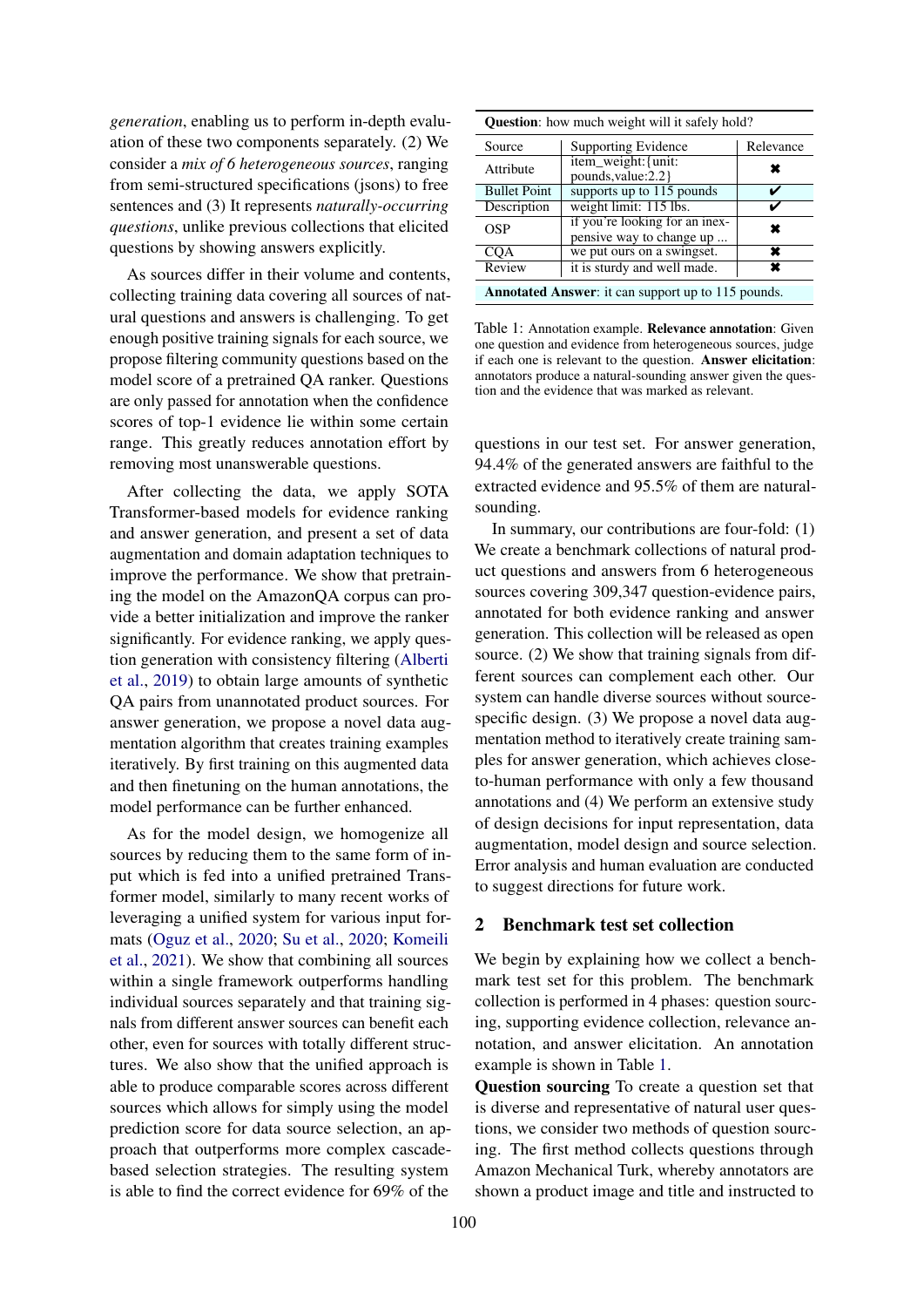*generation*, enabling us to perform in-depth evaluation of these two components separately. (2) We consider a *mix of 6 heterogeneous sources*, ranging from semi-structured specifications (jsons) to free sentences and (3) It represents *naturally-occurring questions*, unlike previous collections that elicited questions by showing answers explicitly.

As sources differ in their volume and contents, collecting training data covering all sources of natural questions and answers is challenging. To get enough positive training signals for each source, we propose filtering community questions based on the model score of a pretrained QA ranker. Questions are only passed for annotation when the confidence scores of top-1 evidence lie within some certain range. This greatly reduces annotation effort by removing most unanswerable questions.

After collecting the data, we apply SOTA Transformer-based models for evidence ranking and answer generation, and present a set of data augmentation and domain adaptation techniques to improve the performance. We show that pretraining the model on the AmazonQA corpus can provide a better initialization and improve the ranker significantly. For evidence ranking, we apply question generation with consistency filtering (Alberti et al., 2019) to obtain large amounts of synthetic QA pairs from unannotated product sources. For answer generation, we propose a novel data augmentation algorithm that creates training examples iteratively. By first training on this augmented data and then finetuning on the human annotations, the model performance can be further enhanced.

As for the model design, we homogenize all sources by reducing them to the same form of input which is fed into a unified pretrained Transformer model, similarly to many recent works of leveraging a unified system for various input formats (Oguz et al., 2020; Su et al., 2020; Komeili et al., 2021). We show that combining all sources within a single framework outperforms handling individual sources separately and that training signals from different answer sources can benefit each other, even for sources with totally different structures. We also show that the unified approach is able to produce comparable scores across different sources which allows for simply using the model prediction score for data source selection, an approach that outperforms more complex cascade-based selection strategies. The resulting system is able to find the correct evidence for 69% of the questions in our test set. For answer generation, 94.4% of the generated answers are faithful to the extracted evidence and 95.5% of them are natural-sounding.

**Question**: how much weight will it safely hold?

| Source | Supporting Evidence | Relevance |
|---|---|---|
| Attribute | item_weight:{unit: pounds,value:2.2} | ✖ |
| Bullet Point | supports up to 115 pounds | ✔ |
| Description | weight limit: 115 lbs. | ✔ |
| OSP | if you're looking for an inexpensive way to change up ... | ✖ |
| CQA | we put ours on a swingset. | ✖ |
| Review | it is sturdy and well made. | ✖ |

**Annotated Answer**: it can support up to 115 pounds.

Table 1: Annotation example. **Relevance annotation**: Given one question and evidence from heterogeneous sources, judge if each one is relevant to the question. **Answer elicitation**: annotators produce a natural-sounding answer given the question and the evidence that was marked as relevant.

In summary, our contributions are four-fold: (1) We create a benchmark collections of natural product questions and answers from 6 heterogeneous sources covering 309,347 question-evidence pairs, annotated for both evidence ranking and answer generation. This collection will be released as open source. (2) We show that training signals from different sources can complement each other. Our system can handle diverse sources without source-specific design. (3) We propose a novel data augmentation method to iteratively create training samples for answer generation, which achieves close-to-human performance with only a few thousand annotations and (4) We perform an extensive study of design decisions for input representation, data augmentation, model design and source selection. Error analysis and human evaluation are conducted to suggest directions for future work.

## 2 Benchmark test set collection

We begin by explaining how we collect a benchmark test set for this problem. The benchmark collection is performed in 4 phases: question sourcing, supporting evidence collection, relevance annotation, and answer elicitation. An annotation example is shown in Table 1.

**Question sourcing** To create a question set that is diverse and representative of natural user questions, we consider two methods of question sourcing. The first method collects questions through Amazon Mechanical Turk, whereby annotators are shown a product image and title and instructed to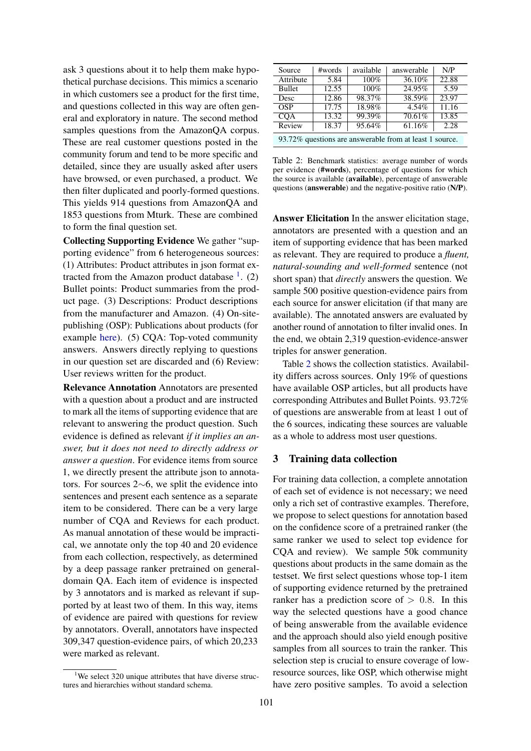ask 3 questions about it to help them make hypothetical purchase decisions. This mimics a scenario in which customers see a product for the first time, and questions collected in this way are often general and exploratory in nature. The second method samples questions from the AmazonQA corpus. These are real customer questions posted in the community forum and tend to be more specific and detailed, since they are usually asked after users have browsed, or even purchased, a product. We then filter duplicated and poorly-formed questions. This yields 914 questions from AmazonQA and 1853 questions from Mturk. These are combined to form the final question set.

**Collecting Supporting Evidence** We gather "supporting evidence" from 6 heterogeneous sources: (1) Attributes: Product attributes in json format extracted from the Amazon product database [1]. (2) Bullet points: Product summaries from the product page. (3) Descriptions: Product descriptions from the manufacturer and Amazon. (4) On-site-publishing (OSP): Publications about products (for example here). (5) CQA: Top-voted community answers. Answers directly replying to questions in our question set are discarded and (6) Review: User reviews written for the product.

**Relevance Annotation** Annotators are presented with a question about a product and are instructed to mark all the items of supporting evidence that are relevant to answering the product question. Such evidence is defined as relevant *if it implies an answer, but it does not need to directly address or answer a question*. For evidence items from source 1, we directly present the attribute json to annotators. For sources 2∼6, we split the evidence into sentences and present each sentence as a separate item to be considered. There can be a very large number of CQA and Reviews for each product. As manual annotation of these would be impractical, we annotate only the top 40 and 20 evidence from each collection, respectively, as determined by a deep passage ranker pretrained on general-domain QA. Each item of evidence is inspected by 3 annotators and is marked as relevant if supported by at least two of them. In this way, items of evidence are paired with questions for review by annotators. Overall, annotators have inspected 309,347 question-evidence pairs, of which 20,233 were marked as relevant.

[1] We select 320 unique attributes that have diverse structures and hierarchies without standard schema.

| Source | #words | available | answerable | N/P |
|---|---|---|---|---|
| Attribute | 5.84 | 100% | 36.10% | 22.88 |
| Bullet | 12.55 | 100% | 24.95% | 5.59 |
| Desc | 12.86 | 98.37% | 38.59% | 23.97 |
| OSP | 17.75 | 18.98% | 4.54% | 11.16 |
| CQA | 13.32 | 99.39% | 70.61% | 13.85 |
| Review | 18.37 | 95.64% | 61.16% | 2.28 |
| 93.72% questions are answerable from at least 1 source. | | | | |

Table 2: Benchmark statistics: average number of words per evidence (**#words**), percentage of questions for which the source is available (**available**), percentage of answerable questions (**answerable**) and the negative-positive ratio (**N/P**).

**Answer Elicitation** In the answer elicitation stage, annotators are presented with a question and an item of supporting evidence that has been marked as relevant. They are required to produce a *fluent, natural-sounding and well-formed* sentence (not short span) that *directly* answers the question. We sample 500 positive question-evidence pairs from each source for answer elicitation (if that many are available). The annotated answers are evaluated by another round of annotation to filter invalid ones. In the end, we obtain 2,319 question-evidence-answer triples for answer generation.

Table 2 shows the collection statistics. Availability differs across sources. Only 19% of questions have available OSP articles, but all products have corresponding Attributes and Bullet Points. 93.72% of questions are answerable from at least 1 out of the 6 sources, indicating these sources are valuable as a whole to address most user questions.

## 3 Training data collection

For training data collection, a complete annotation of each set of evidence is not necessary; we need only a rich set of contrastive examples. Therefore, we propose to select questions for annotation based on the confidence score of a pretrained ranker (the same ranker we used to select top evidence for CQA and review). We sample 50k community questions about products in the same domain as the testset. We first select questions whose top-1 item of supporting evidence returned by the pretrained ranker has a prediction score of $> 0.8$. In this way the selected questions have a good chance of being answerable from the available evidence and the approach should also yield enough positive samples from all sources to train the ranker. This selection step is crucial to ensure coverage of low-resource sources, like OSP, which otherwise might have zero positive samples. To avoid a selection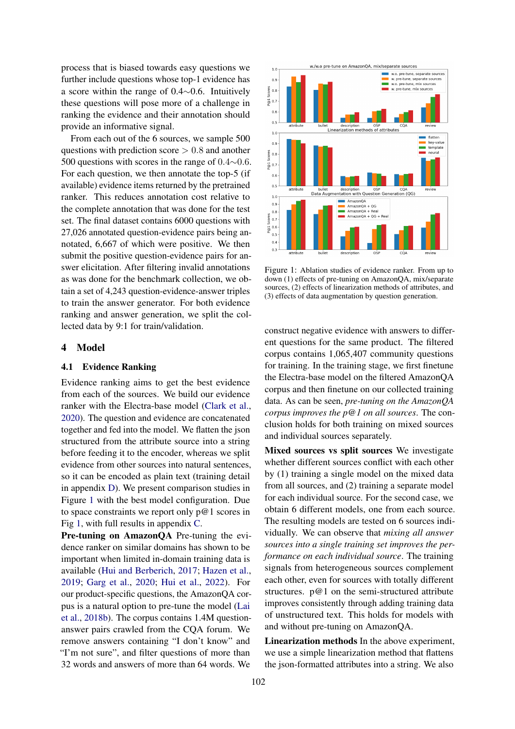process that is biased towards easy questions we further include questions whose top-1 evidence has a score within the range of 0.4∼0.6. Intuitively these questions will pose more of a challenge in ranking the evidence and their annotation should provide an informative signal.

From each out of the 6 sources, we sample 500 questions with prediction score $> 0.8$ and another 500 questions with scores in the range of $0.4 \sim 0.6$. For each question, we then annotate the top-5 (if available) evidence items returned by the pretrained ranker. This reduces annotation cost relative to the complete annotation that was done for the test set. The final dataset contains 6000 questions with 27,026 annotated question-evidence pairs being annotated, 6,667 of which were positive. We then submit the positive question-evidence pairs for answer elicitation. After filtering invalid annotations as was done for the benchmark collection, we obtain a set of 4,243 question-evidence-answer triples to train the answer generator. For both evidence ranking and answer generation, we split the collected data by 9:1 for train/validation.

## 4 Model

### 4.1 Evidence Ranking

Evidence ranking aims to get the best evidence from each of the sources. We build our evidence ranker with the Electra-base model (Clark et al., 2020). The question and evidence are concatenated together and fed into the model. We flatten the json structured from the attribute source into a string before feeding it to the encoder, whereas we split evidence from other sources into natural sentences, so it can be encoded as plain text (training detail in appendix D). We present comparison studies in Figure 1 with the best model configuration. Due to space constraints we report only p@1 scores in Fig 1, with full results in appendix C.

**Pre-tuning on AmazonQA** Pre-tuning the evidence ranker on similar domains has shown to be important when limited in-domain training data is available (Hui and Berberich, 2017; Hazen et al., 2019; Garg et al., 2020; Hui et al., 2022). For our product-specific questions, the AmazonQA corpus is a natural option to pre-tune the model (Lai et al., 2018b). The corpus contains 1.4M question-answer pairs crawled from the CQA forum. We remove answers containing "I don't know" and "I'm not sure", and filter questions of more than 32 words and answers of more than 64 words. We construct negative evidence with answers to different questions for the same product. The filtered corpus contains 1,065,407 community questions for training. In the training stage, we first finetune the Electra-base model on the filtered AmazonQA corpus and then finetune on our collected training data. As can be seen, *pre-tuning on the AmazonQA corpus improves the p@1 on all sources*. The conclusion holds for both training on mixed sources and individual sources separately.

Figure 1: Ablation studies of evidence ranker. From up to down (1) effects of pre-tuning on AmazonQA, mix/separate sources, (2) effects of linearization methods of attributes, and (3) effects of data augmentation by question generation.

**Mixed sources vs split sources** We investigate whether different sources conflict with each other by (1) training a single model on the mixed data from all sources, and (2) training a separate model for each individual source. For the second case, we obtain 6 different models, one from each source. The resulting models are tested on 6 sources individually. We can observe that *mixing all answer sources into a single training set improves the performance on each individual source*. The training signals from heterogeneous sources complement each other, even for sources with totally different structures. p@1 on the semi-structured attribute improves consistently through adding training data of unstructured text. This holds for models with and without pre-tuning on AmazonQA.

**Linearization methods** In the above experiment, we use a simple linearization method that flattens the json-formatted attributes into a string. We also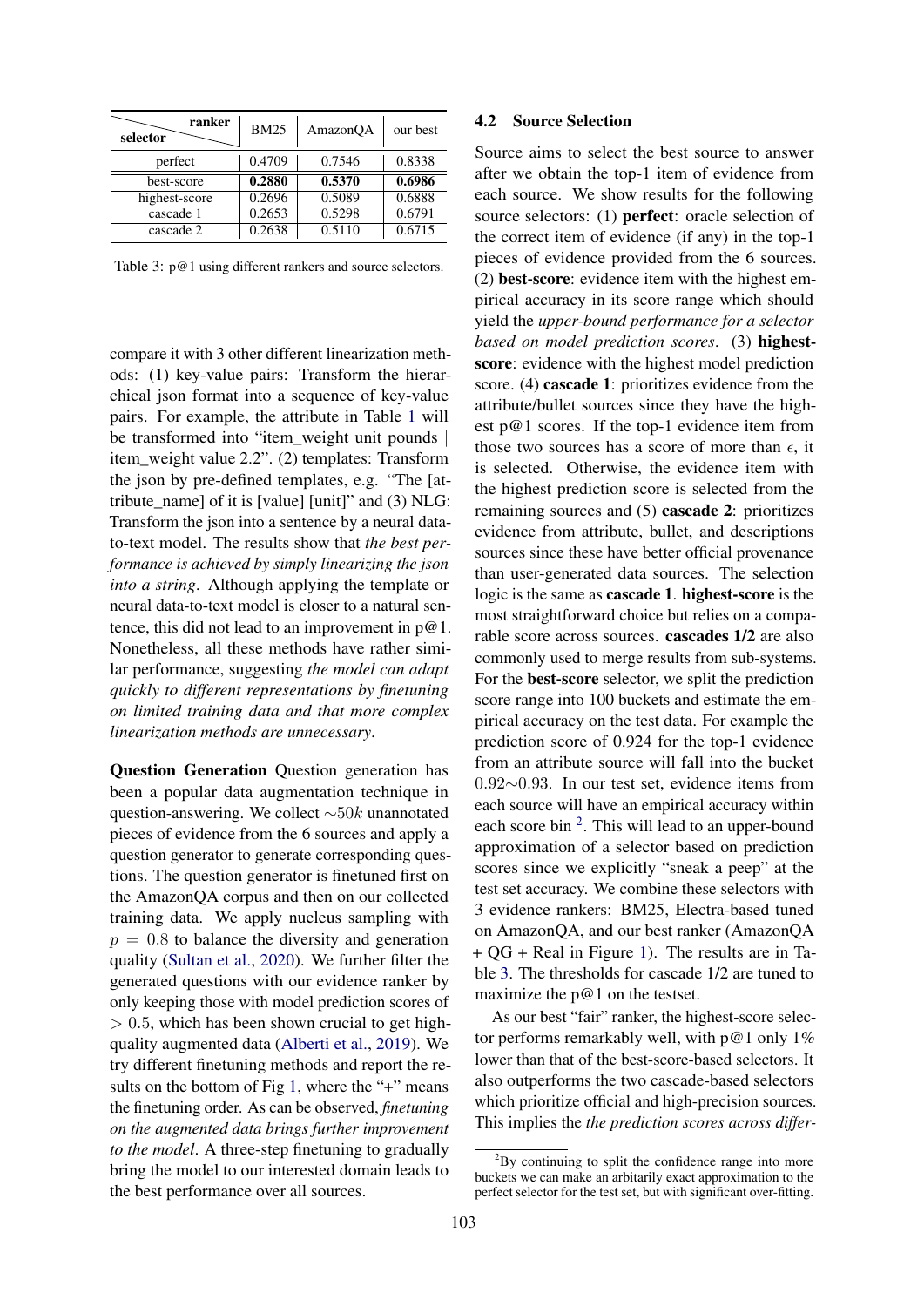| selector \ ranker | BM25 | AmazonQA | our best |
|---|---|---|---|
| perfect | 0.4709 | 0.7546 | 0.8338 |
| best-score | **0.2880** | **0.5370** | **0.6986** |
| highest-score | 0.2696 | 0.5089 | 0.6888 |
| cascade 1 | 0.2653 | 0.5298 | 0.6791 |
| cascade 2 | 0.2638 | 0.5110 | 0.6715 |

Table 3: p@1 using different rankers and source selectors.

compare it with 3 other different linearization methods: (1) key-value pairs: Transform the hierarchical json format into a sequence of key-value pairs. For example, the attribute in Table 1 will be transformed into "item_weight unit pounds | item_weight value 2.2". (2) templates: Transform the json by pre-defined templates, e.g. "The [attribute_name] of it is [value] [unit]" and (3) NLG: Transform the json into a sentence by a neural data-to-text model. The results show that *the best performance is achieved by simply linearizing the json into a string*. Although applying the template or neural data-to-text model is closer to a natural sentence, this did not lead to an improvement in p@1. Nonetheless, all these methods have rather similar performance, suggesting *the model can adapt quickly to different representations by finetuning on limited training data and that more complex linearization methods are unnecessary*.

**Question Generation** Question generation has been a popular data augmentation technique in question-answering. We collect $\sim 50k$ unannotated pieces of evidence from the 6 sources and apply a question generator to generate corresponding questions. The question generator is finetuned first on the AmazonQA corpus and then on our collected training data. We apply nucleus sampling with $p = 0.8$ to balance the diversity and generation quality (Sultan et al., 2020). We further filter the generated questions with our evidence ranker by only keeping those with model prediction scores of $> 0.5$, which has been shown crucial to get high-quality augmented data (Alberti et al., 2019). We try different finetuning methods and report the results on the bottom of Fig 1, where the "+" means the finetuning order. As can be observed, *finetuning on the augmented data brings further improvement to the model*. A three-step finetuning to gradually bring the model to our interested domain leads to the best performance over all sources.

## 4.2 Source Selection

Source aims to select the best source to answer after we obtain the top-1 item of evidence from each source. We show results for the following source selectors: (1) **perfect**: oracle selection of the correct item of evidence (if any) in the top-1 pieces of evidence provided from the 6 sources. (2) **best-score**: evidence item with the highest empirical accuracy in its score range which should yield the *upper-bound performance for a selector based on model prediction scores*. (3) **highest-score**: evidence with the highest model prediction score. (4) **cascade 1**: prioritizes evidence from the attribute/bullet sources since they have the highest p@1 scores. If the top-1 evidence item from those two sources has a score of more than $\epsilon$, it is selected. Otherwise, the evidence item with the highest prediction score is selected from the remaining sources and (5) **cascade 2**: prioritizes evidence from attribute, bullet, and descriptions sources since these have better official provenance than user-generated data sources. The selection logic is the same as **cascade 1**. **highest-score** is the most straightforward choice but relies on a comparable score across sources. **cascades 1/2** are also commonly used to merge results from sub-systems. For the **best-score** selector, we split the prediction score range into 100 buckets and estimate the empirical accuracy on the test data. For example the prediction score of 0.924 for the top-1 evidence from an attribute source will fall into the bucket $0.92 \sim 0.93$. In our test set, evidence items from each source will have an empirical accuracy within each score bin [2]. This will lead to an upper-bound approximation of a selector based on prediction scores since we explicitly "sneak a peep" at the test set accuracy. We combine these selectors with 3 evidence rankers: BM25, Electra-based tuned on AmazonQA, and our best ranker (AmazonQA + QG + Real in Figure 1). The results are in Table 3. The thresholds for cascade 1/2 are tuned to maximize the p@1 on the testset.

As our best "fair" ranker, the highest-score selector performs remarkably well, with p@1 only 1% lower than that of the best-score-based selectors. It also outperforms the two cascade-based selectors which prioritize official and high-precision sources. This implies the *the prediction scores across differ-*

[2] By continuing to split the confidence range into more buckets we can make an arbitarily exact approximation to the perfect selector for the test set, but with significant over-fitting.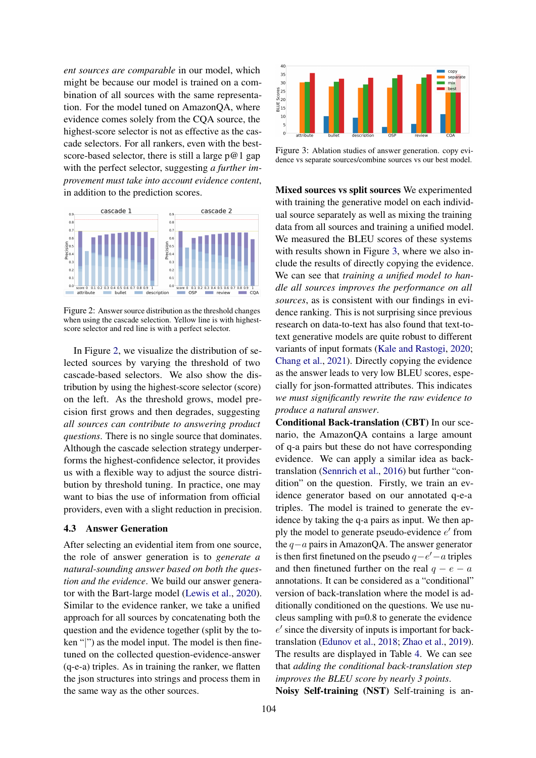*ent sources are comparable* in our model, which might be because our model is trained on a combination of all sources with the same representation. For the model tuned on AmazonQA, where evidence comes solely from the CQA source, the highest-score selector is not as effective as the cascade selectors. For all rankers, even with the best-score-based selector, there is still a large p@1 gap with the perfect selector, suggesting *a further improvement must take into account evidence content*, in addition to the prediction scores.

Figure 2: Answer source distribution as the threshold changes when using the cascade selection. Yellow line is with highest-score selector and red line is with a perfect selector.

In Figure 2, we visualize the distribution of selected sources by varying the threshold of two cascade-based selectors. We also show the distribution by using the highest-score selector (score) on the left. As the threshold grows, model precision first grows and then degrades, suggesting *all sources can contribute to answering product questions*. There is no single source that dominates. Although the cascade selection strategy underperforms the highest-confidence selector, it provides us with a flexible way to adjust the source distribution by threshold tuning. In practice, one may want to bias the use of information from official providers, even with a slight reduction in precision.

### 4.3 Answer Generation

After selecting an evidential item from one source, the role of answer generation is to *generate a natural-sounding answer based on both the question and the evidence*. We build our answer generator with the Bart-large model (Lewis et al., 2020). Similar to the evidence ranker, we take a unified approach for all sources by concatenating both the question and the evidence together (split by the token "|") as the model input. The model is then finetuned on the collected question-evidence-answer (q-e-a) triples. As in training the ranker, we flatten the json structures into strings and process them in the same way as the other sources.

Figure 3: Ablation studies of answer generation. copy evidence vs separate sources/combine sources vs our best model.

**Mixed sources vs split sources** We experimented with training the generative model on each individual source separately as well as mixing the training data from all sources and training a unified model. We measured the BLEU scores of these systems with results shown in Figure 3, where we also include the results of directly copying the evidence. We can see that *training a unified model to handle all sources improves the performance on all sources*, as is consistent with our findings in evidence ranking. This is not surprising since previous research on data-to-text has also found that text-to-text generative models are quite robust to different variants of input formats (Kale and Rastogi, 2020; Chang et al., 2021). Directly copying the evidence as the answer leads to very low BLEU scores, especially for json-formatted attributes. This indicates *we must significantly rewrite the raw evidence to produce a natural answer*.

**Conditional Back-translation (CBT)** In our scenario, the AmazonQA contains a large amount of q-a pairs but these do not have corresponding evidence. We can apply a similar idea as back-translation (Sennrich et al., 2016) but further "condition" on the question. Firstly, we train an evidence generator based on our annotated q-e-a triples. The model is trained to generate the evidence by taking the q-a pairs as input. We then apply the model to generate pseudo-evidence $e'$ from the $q-a$ pairs in AmazonQA. The answer generator is then first finetuned on the pseudo $q-e'-a$ triples and then finetuned further on the real $q-e-a$ annotations. It can be considered as a "conditional" version of back-translation where the model is additionally conditioned on the questions. We use nucleus sampling with p=0.8 to generate the evidence $e'$ since the diversity of inputs is important for back-translation (Edunov et al., 2018; Zhao et al., 2019). The results are displayed in Table 4. We can see that *adding the conditional back-translation step improves the BLEU score by nearly 3 points*.

**Noisy Self-training (NST)** Self-training is an-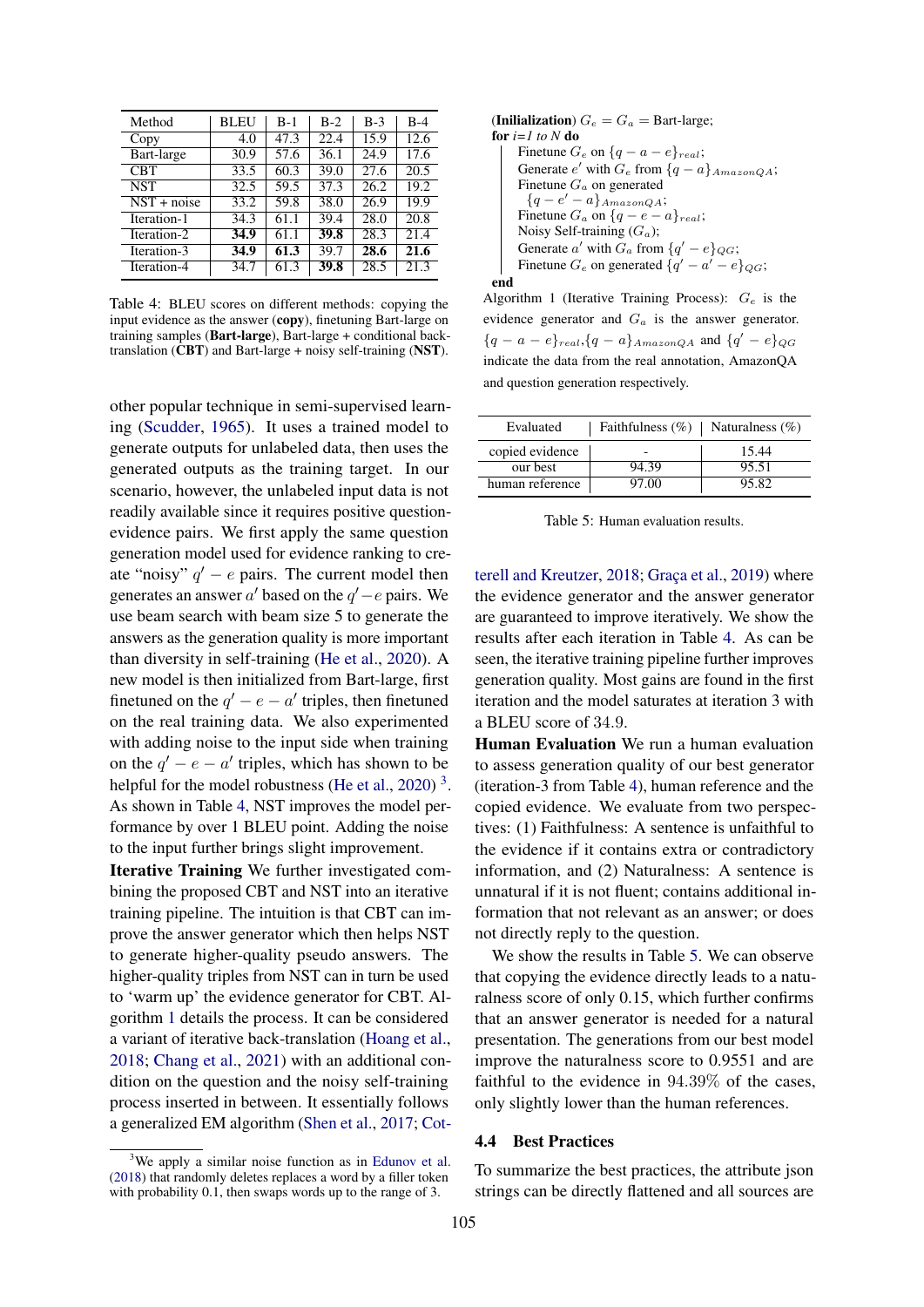| Method | BLEU | B-1 | B-2 | B-3 | B-4 |
|---|---|---|---|---|---|
| Copy | 4.0 | 47.3 | 22.4 | 15.9 | 12.6 |
| Bart-large | 30.9 | 57.6 | 36.1 | 24.9 | 17.6 |
| CBT | 33.5 | 60.3 | 39.0 | 27.6 | 20.5 |
| NST | 32.5 | 59.5 | 37.3 | 26.2 | 19.2 |
| NST + noise | 33.2 | 59.8 | 38.0 | 26.9 | 19.9 |
| Iteration-1 | 34.3 | 61.1 | 39.4 | 28.0 | 20.8 |
| Iteration-2 | **34.9** | 61.1 | **39.8** | 28.3 | 21.4 |
| Iteration-3 | **34.9** | **61.3** | 39.7 | **28.6** | **21.6** |
| Iteration-4 | 34.7 | 61.3 | **39.8** | 28.5 | 21.3 |

Table 4: BLEU scores on different methods: copying the input evidence as the answer (**copy**), finetuning Bart-large on training samples (**Bart-large**), Bart-large + conditional back-translation (**CBT**) and Bart-large + noisy self-training (**NST**).

other popular technique in semi-supervised learning (Scudder, 1965). It uses a trained model to generate outputs for unlabeled data, then uses the generated outputs as the training target. In our scenario, however, the unlabeled input data is not readily available since it requires positive question-evidence pairs. We first apply the same question generation model used for evidence ranking to create "noisy" $q' - e$ pairs. The current model then generates an answer $a'$ based on the $q' - e$ pairs. We use beam search with beam size 5 to generate the answers as the generation quality is more important than diversity in self-training (He et al., 2020). A new model is then initialized from Bart-large, first finetuned on the $q' - e - a'$ triples, then finetuned on the real training data. We also experimented with adding noise to the input side when training on the $q' - e - a'$ triples, which has shown to be helpful for the model robustness (He et al., 2020) [3]. As shown in Table 4, NST improves the model performance by over 1 BLEU point. Adding the noise to the input further brings slight improvement.

**Iterative Training** We further investigated combining the proposed CBT and NST into an iterative training pipeline. The intuition is that CBT can improve the answer generator which then helps NST to generate higher-quality pseudo answers. The higher-quality triples from NST can in turn be used to 'warm up' the evidence generator for CBT. Algorithm 1 details the process. It can be considered a variant of iterative back-translation (Hoang et al., 2018; Chang et al., 2021) with an additional condition on the question and the noisy self-training process inserted in between. It essentially follows a generalized EM algorithm (Shen et al., 2017; Cotterell and Kreutzer, 2018; Graça et al., 2019) where the evidence generator and the answer generator are guaranteed to improve iteratively. We show the results after each iteration in Table 4. As can be seen, the iterative training pipeline further improves generation quality. Most gains are found in the first iteration and the model saturates at iteration 3 with a BLEU score of 34.9.

[3] We apply a similar noise function as in Edunov et al. (2018) that randomly deletes replaces a word by a filler token with probability 0.1, then swaps words up to the range of 3.

```
(Initialization) G_e = G_a = Bart-large;
for i=1 to N do
    Finetune G_e on {q − a − e}_real;
    Generate e' with G_e from {q − a}_AmazonQA;
    Finetune G_a on generated
        {q − e' − a}_AmazonQA;
    Finetune G_a on {q − e − a}_real;
    Noisy Self-training (G_a);
    Generate a' with G_a from {q' − e}_QG;
    Finetune G_e on generated {q' − a' − e}_QG;
end
```

Algorithm 1 (Iterative Training Process): $G_e$ is the evidence generator and $G_a$ is the answer generator. $\{q-a-e\}_{real}$,$\{q-a\}_{AmazonQA}$ and $\{q'-e\}_{QG}$ indicate the data from the real annotation, AmazonQA and question generation respectively.

| Evaluated | Faithfulness (%) | Naturalness (%) |
|---|---|---|
| copied evidence | - | 15.44 |
| our best | 94.39 | 95.51 |
| human reference | 97.00 | 95.82 |

Table 5: Human evaluation results.

**Human Evaluation** We run a human evaluation to assess generation quality of our best generator (iteration-3 from Table 4), human reference and the copied evidence. We evaluate from two perspectives: (1) Faithfulness: A sentence is unfaithful to the evidence if it contains extra or contradictory information, and (2) Naturalness: A sentence is unnatural if it is not fluent; contains additional information that not relevant as an answer; or does not directly reply to the question.

We show the results in Table 5. We can observe that copying the evidence directly leads to a naturalness score of only 0.15, which further confirms that an answer generator is needed for a natural presentation. The generations from our best model improve the naturalness score to 0.9551 and are faithful to the evidence in 94.39% of the cases, only slightly lower than the human references.

## 4.4 Best Practices

To summarize the best practices, the attribute json strings can be directly flattened and all sources are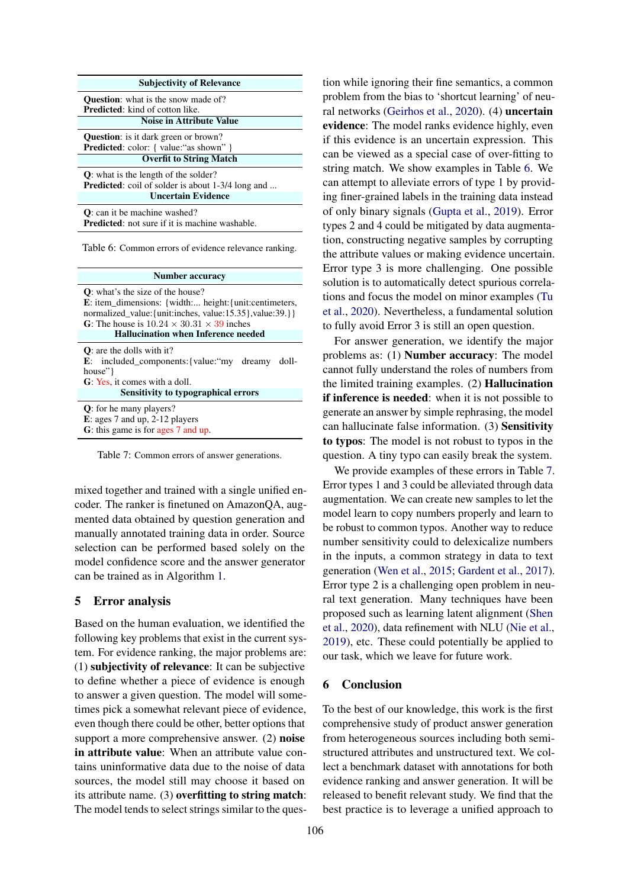| Subjectivity of Relevance |
|---|
| **Question**: what is the snow made of?<br>**Predicted**: kind of cotton like. |
| **Noise in Attribute Value** |
| **Question**: is it dark green or brown?<br>**Predicted**: color: { value:"as shown" } |
| **Overfit to String Match** |
| **Q**: what is the length of the solder?<br>**Predicted**: coil of solder is about 1-3/4 long and ... |
| **Uncertain Evidence** |
| **Q**: can it be machine washed?<br>**Predicted**: not sure if it is machine washable. |

Table 6: Common errors of evidence relevance ranking.

| Number accuracy |
|---|
| **Q**: what's the size of the house?<br>**E**: item_dimensions: {width:... height:{unit:centimeters, normalized_value:{unit:inches, value:15.35},value:39.}}<br>**G**: The house is $10.24 \times 30.31 \times 39$ inches |
| **Hallucination when Inference needed** |
| **Q**: are the dolls with it?<br>**E**: included_components:{value:"my dreamy doll-house"}<br>**G**: Yes, it comes with a doll. |
| **Sensitivity to typographical errors** |
| **Q**: for he many players?<br>**E**: ages 7 and up, 2-12 players<br>**G**: this game is for ages 7 and up. |

Table 7: Common errors of answer generations.

mixed together and trained with a single unified encoder. The ranker is finetuned on AmazonQA, augmented data obtained by question generation and manually annotated training data in order. Source selection can be performed based solely on the model confidence score and the answer generator can be trained as in Algorithm 1.

## 5 Error analysis

Based on the human evaluation, we identified the following key problems that exist in the current system. For evidence ranking, the major problems are: (1) **subjectivity of relevance**: It can be subjective to define whether a piece of evidence is enough to answer a given question. The model will sometimes pick a somewhat relevant piece of evidence, even though there could be other, better options that support a more comprehensive answer. (2) **noise in attribute value**: When an attribute value contains uninformative data due to the noise of data sources, the model still may choose it based on its attribute name. (3) **overfitting to string match**: The model tends to select strings similar to the question while ignoring their fine semantics, a common problem from the bias to 'shortcut learning' of neural networks (Geirhos et al., 2020). (4) **uncertain evidence**: The model ranks evidence highly, even if this evidence is an uncertain expression. This can be viewed as a special case of over-fitting to string match. We show examples in Table 6. We can attempt to alleviate errors of type 1 by providing finer-grained labels in the training data instead of only binary signals (Gupta et al., 2019). Error types 2 and 4 could be mitigated by data augmentation, constructing negative samples by corrupting the attribute values or making evidence uncertain. Error type 3 is more challenging. One possible solution is to automatically detect spurious correlations and focus the model on minor examples (Tu et al., 2020). Nevertheless, a fundamental solution to fully avoid Error 3 is still an open question.

For answer generation, we identify the major problems as: (1) **Number accuracy**: The model cannot fully understand the roles of numbers from the limited training examples. (2) **Hallucination if inference is needed**: when it is not possible to generate an answer by simple rephrasing, the model can hallucinate false information. (3) **Sensitivity to typos**: The model is not robust to typos in the question. A tiny typo can easily break the system.

We provide examples of these errors in Table 7. Error types 1 and 3 could be alleviated through data augmentation. We can create new samples to let the model learn to copy numbers properly and learn to be robust to common typos. Another way to reduce number sensitivity could to delexicalize numbers in the inputs, a common strategy in data to text generation (Wen et al., 2015; Gardent et al., 2017). Error type 2 is a challenging open problem in neural text generation. Many techniques have been proposed such as learning latent alignment (Shen et al., 2020), data refinement with NLU (Nie et al., 2019), etc. These could potentially be applied to our task, which we leave for future work.

## 6 Conclusion

To the best of our knowledge, this work is the first comprehensive study of product answer generation from heterogeneous sources including both semi-structured attributes and unstructured text. We collect a benchmark dataset with annotations for both evidence ranking and answer generation. It will be released to benefit relevant study. We find that the best practice is to leverage a unified approach to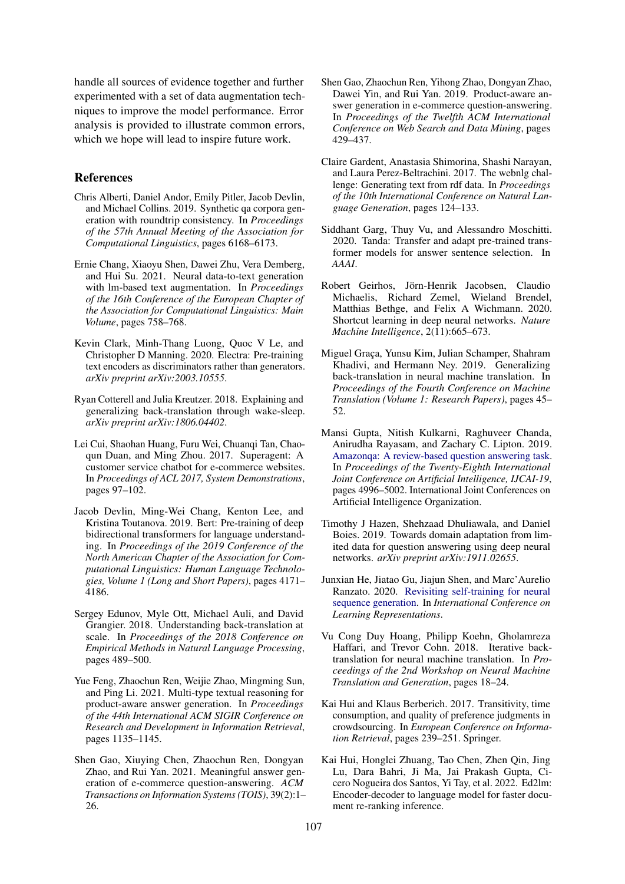handle all sources of evidence together and further experimented with a set of data augmentation techniques to improve the model performance. Error analysis is provided to illustrate common errors, which we hope will lead to inspire future work.

## References

Chris Alberti, Daniel Andor, Emily Pitler, Jacob Devlin, and Michael Collins. 2019. Synthetic qa corpora generation with roundtrip consistency. In *Proceedings of the 57th Annual Meeting of the Association for Computational Linguistics*, pages 6168–6173.

Ernie Chang, Xiaoyu Shen, Dawei Zhu, Vera Demberg, and Hui Su. 2021. Neural data-to-text generation with lm-based text augmentation. In *Proceedings of the 16th Conference of the European Chapter of the Association for Computational Linguistics: Main Volume*, pages 758–768.

Kevin Clark, Minh-Thang Luong, Quoc V Le, and Christopher D Manning. 2020. Electra: Pre-training text encoders as discriminators rather than generators. *arXiv preprint arXiv:2003.10555*.

Ryan Cotterell and Julia Kreutzer. 2018. Explaining and generalizing back-translation through wake-sleep. *arXiv preprint arXiv:1806.04402*.

Lei Cui, Shaohan Huang, Furu Wei, Chuanqi Tan, Chaoqun Duan, and Ming Zhou. 2017. Superagent: A customer service chatbot for e-commerce websites. In *Proceedings of ACL 2017, System Demonstrations*, pages 97–102.

Jacob Devlin, Ming-Wei Chang, Kenton Lee, and Kristina Toutanova. 2019. Bert: Pre-training of deep bidirectional transformers for language understanding. In *Proceedings of the 2019 Conference of the North American Chapter of the Association for Computational Linguistics: Human Language Technologies, Volume 1 (Long and Short Papers)*, pages 4171–4186.

Sergey Edunov, Myle Ott, Michael Auli, and David Grangier. 2018. Understanding back-translation at scale. In *Proceedings of the 2018 Conference on Empirical Methods in Natural Language Processing*, pages 489–500.

Yue Feng, Zhaochun Ren, Weijie Zhao, Mingming Sun, and Ping Li. 2021. Multi-type textual reasoning for product-aware answer generation. In *Proceedings of the 44th International ACM SIGIR Conference on Research and Development in Information Retrieval*, pages 1135–1145.

Shen Gao, Xiuying Chen, Zhaochun Ren, Dongyan Zhao, and Rui Yan. 2021. Meaningful answer generation of e-commerce question-answering. *ACM Transactions on Information Systems (TOIS)*, 39(2):1–26.

Shen Gao, Zhaochun Ren, Yihong Zhao, Dongyan Zhao, Dawei Yin, and Rui Yan. 2019. Product-aware answer generation in e-commerce question-answering. In *Proceedings of the Twelfth ACM International Conference on Web Search and Data Mining*, pages 429–437.

Claire Gardent, Anastasia Shimorina, Shashi Narayan, and Laura Perez-Beltrachini. 2017. The webnlg challenge: Generating text from rdf data. In *Proceedings of the 10th International Conference on Natural Language Generation*, pages 124–133.

Siddhant Garg, Thuy Vu, and Alessandro Moschitti. 2020. Tanda: Transfer and adapt pre-trained transformer models for answer sentence selection. In *AAAI*.

Robert Geirhos, Jörn-Henrik Jacobsen, Claudio Michaelis, Richard Zemel, Wieland Brendel, Matthias Bethge, and Felix A Wichmann. 2020. Shortcut learning in deep neural networks. *Nature Machine Intelligence*, 2(11):665–673.

Miguel Graça, Yunsu Kim, Julian Schamper, Shahram Khadivi, and Hermann Ney. 2019. Generalizing back-translation in neural machine translation. In *Proceedings of the Fourth Conference on Machine Translation (Volume 1: Research Papers)*, pages 45–52.

Mansi Gupta, Nitish Kulkarni, Raghuveer Chanda, Anirudha Rayasam, and Zachary C. Lipton. 2019. Amazonqa: A review-based question answering task. In *Proceedings of the Twenty-Eighth International Joint Conference on Artificial Intelligence, IJCAI-19*, pages 4996–5002. International Joint Conferences on Artificial Intelligence Organization.

Timothy J Hazen, Shehzaad Dhuliawala, and Daniel Boies. 2019. Towards domain adaptation from limited data for question answering using deep neural networks. *arXiv preprint arXiv:1911.02655*.

Junxian He, Jiatao Gu, Jiajun Shen, and Marc'Aurelio Ranzato. 2020. Revisiting self-training for neural sequence generation. In *International Conference on Learning Representations*.

Vu Cong Duy Hoang, Philipp Koehn, Gholamreza Haffari, and Trevor Cohn. 2018. Iterative back-translation for neural machine translation. In *Proceedings of the 2nd Workshop on Neural Machine Translation and Generation*, pages 18–24.

Kai Hui and Klaus Berberich. 2017. Transitivity, time consumption, and quality of preference judgments in crowdsourcing. In *European Conference on Information Retrieval*, pages 239–251. Springer.

Kai Hui, Honglei Zhuang, Tao Chen, Zhen Qin, Jing Lu, Dara Bahri, Ji Ma, Jai Prakash Gupta, Cicero Nogueira dos Santos, Yi Tay, et al. 2022. Ed2lm: Encoder-decoder to language model for faster document re-ranking inference.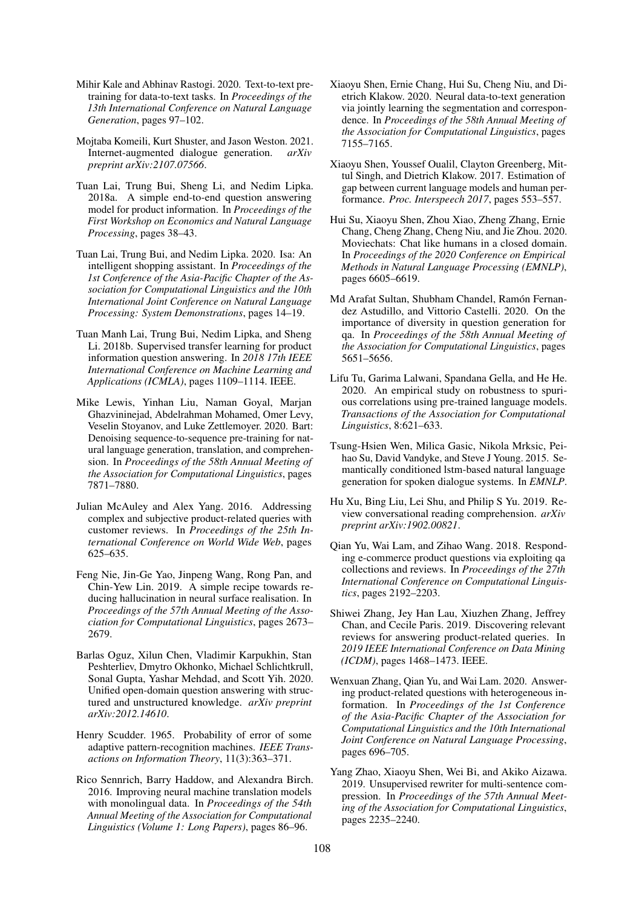Mihir Kale and Abhinav Rastogi. 2020. Text-to-text pretraining for data-to-text tasks. In *Proceedings of the 13th International Conference on Natural Language Generation*, pages 97–102.

Mojtaba Komeili, Kurt Shuster, and Jason Weston. 2021. Internet-augmented dialogue generation. *arXiv preprint arXiv:2107.07566*.

Tuan Lai, Trung Bui, Sheng Li, and Nedim Lipka. 2018a. A simple end-to-end question answering model for product information. In *Proceedings of the First Workshop on Economics and Natural Language Processing*, pages 38–43.

Tuan Lai, Trung Bui, and Nedim Lipka. 2020. Isa: An intelligent shopping assistant. In *Proceedings of the 1st Conference of the Asia-Pacific Chapter of the Association for Computational Linguistics and the 10th International Joint Conference on Natural Language Processing: System Demonstrations*, pages 14–19.

Tuan Manh Lai, Trung Bui, Nedim Lipka, and Sheng Li. 2018b. Supervised transfer learning for product information question answering. In *2018 17th IEEE International Conference on Machine Learning and Applications (ICMLA)*, pages 1109–1114. IEEE.

Mike Lewis, Yinhan Liu, Naman Goyal, Marjan Ghazvininejad, Abdelrahman Mohamed, Omer Levy, Veselin Stoyanov, and Luke Zettlemoyer. 2020. Bart: Denoising sequence-to-sequence pre-training for natural language generation, translation, and comprehension. In *Proceedings of the 58th Annual Meeting of the Association for Computational Linguistics*, pages 7871–7880.

Julian McAuley and Alex Yang. 2016. Addressing complex and subjective product-related queries with customer reviews. In *Proceedings of the 25th International Conference on World Wide Web*, pages 625–635.

Feng Nie, Jin-Ge Yao, Jinpeng Wang, Rong Pan, and Chin-Yew Lin. 2019. A simple recipe towards reducing hallucination in neural surface realisation. In *Proceedings of the 57th Annual Meeting of the Association for Computational Linguistics*, pages 2673–2679.

Barlas Oguz, Xilun Chen, Vladimir Karpukhin, Stan Peshterliev, Dmytro Okhonko, Michael Schlichtkrull, Sonal Gupta, Yashar Mehdad, and Scott Yih. 2020. Unified open-domain question answering with structured and unstructured knowledge. *arXiv preprint arXiv:2012.14610*.

Henry Scudder. 1965. Probability of error of some adaptive pattern-recognition machines. *IEEE Transactions on Information Theory*, 11(3):363–371.

Rico Sennrich, Barry Haddow, and Alexandra Birch. 2016. Improving neural machine translation models with monolingual data. In *Proceedings of the 54th Annual Meeting of the Association for Computational Linguistics (Volume 1: Long Papers)*, pages 86–96.

Xiaoyu Shen, Ernie Chang, Hui Su, Cheng Niu, and Dietrich Klakow. 2020. Neural data-to-text generation via jointly learning the segmentation and correspondence. In *Proceedings of the 58th Annual Meeting of the Association for Computational Linguistics*, pages 7155–7165.

Xiaoyu Shen, Youssef Oualil, Clayton Greenberg, Mittul Singh, and Dietrich Klakow. 2017. Estimation of gap between current language models and human performance. *Proc. Interspeech 2017*, pages 553–557.

Hui Su, Xiaoyu Shen, Zhou Xiao, Zheng Zhang, Ernie Chang, Cheng Zhang, Cheng Niu, and Jie Zhou. 2020. Moviechats: Chat like humans in a closed domain. In *Proceedings of the 2020 Conference on Empirical Methods in Natural Language Processing (EMNLP)*, pages 6605–6619.

Md Arafat Sultan, Shubham Chandel, Ramón Fernandez Astudillo, and Vittorio Castelli. 2020. On the importance of diversity in question generation for qa. In *Proceedings of the 58th Annual Meeting of the Association for Computational Linguistics*, pages 5651–5656.

Lifu Tu, Garima Lalwani, Spandana Gella, and He He. 2020. An empirical study on robustness to spurious correlations using pre-trained language models. *Transactions of the Association for Computational Linguistics*, 8:621–633.

Tsung-Hsien Wen, Milica Gasic, Nikola Mrksic, Peihao Su, David Vandyke, and Steve J Young. 2015. Semantically conditioned lstm-based natural language generation for spoken dialogue systems. In *EMNLP*.

Hu Xu, Bing Liu, Lei Shu, and Philip S Yu. 2019. Review conversational reading comprehension. *arXiv preprint arXiv:1902.00821*.

Qian Yu, Wai Lam, and Zihao Wang. 2018. Responding e-commerce product questions via exploiting qa collections and reviews. In *Proceedings of the 27th International Conference on Computational Linguistics*, pages 2192–2203.

Shiwei Zhang, Jey Han Lau, Xiuzhen Zhang, Jeffrey Chan, and Cecile Paris. 2019. Discovering relevant reviews for answering product-related queries. In *2019 IEEE International Conference on Data Mining (ICDM)*, pages 1468–1473. IEEE.

Wenxuan Zhang, Qian Yu, and Wai Lam. 2020. Answering product-related questions with heterogeneous information. In *Proceedings of the 1st Conference of the Asia-Pacific Chapter of the Association for Computational Linguistics and the 10th International Joint Conference on Natural Language Processing*, pages 696–705.

Yang Zhao, Xiaoyu Shen, Wei Bi, and Akiko Aizawa. 2019. Unsupervised rewriter for multi-sentence compression. In *Proceedings of the 57th Annual Meeting of the Association for Computational Linguistics*, pages 2235–2240.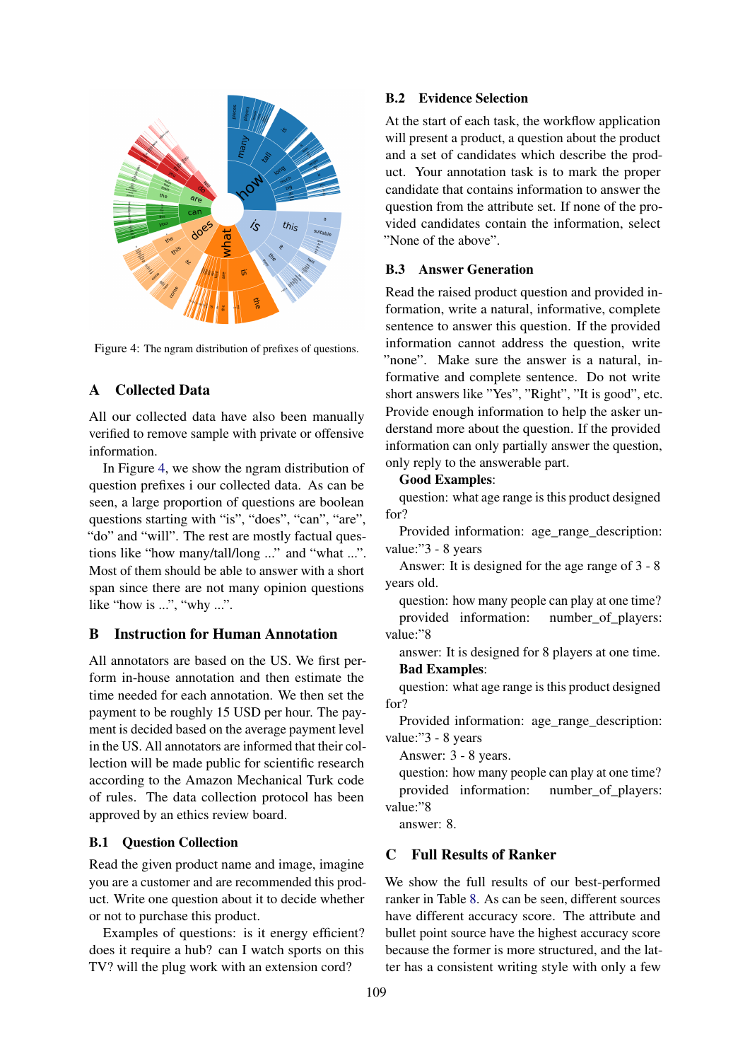Figure 4: The ngram distribution of prefixes of questions.

## A Collected Data

All our collected data have also been manually verified to remove sample with private or offensive information.

In Figure 4, we show the ngram distribution of question prefixes i our collected data. As can be seen, a large proportion of questions are boolean questions starting with "is", "does", "can", "are", "do" and "will". The rest are mostly factual questions like "how many/tall/long ..." and "what ...". Most of them should be able to answer with a short span since there are not many opinion questions like "how is ...", "why ...".

## B Instruction for Human Annotation

All annotators are based on the US. We first perform in-house annotation and then estimate the time needed for each annotation. We then set the payment to be roughly 15 USD per hour. The payment is decided based on the average payment level in the US. All annotators are informed that their collection will be made public for scientific research according to the Amazon Mechanical Turk code of rules. The data collection protocol has been approved by an ethics review board.

### B.1 Question Collection

Read the given product name and image, imagine you are a customer and are recommended this product. Write one question about it to decide whether or not to purchase this product.

Examples of questions: is it energy efficient? does it require a hub? can I watch sports on this TV? will the plug work with an extension cord?

### B.2 Evidence Selection

At the start of each task, the workflow application will present a product, a question about the product and a set of candidates which describe the product. Your annotation task is to mark the proper candidate that contains information to answer the question from the attribute set. If none of the provided candidates contain the information, select "None of the above".

### B.3 Answer Generation

Read the raised product question and provided information, write a natural, informative, complete sentence to answer this question. If the provided information cannot address the question, write "none". Make sure the answer is a natural, informative and complete sentence. Do not write short answers like "Yes", "Right", "It is good", etc. Provide enough information to help the asker understand more about the question. If the provided information can only partially answer the question, only reply to the answerable part.

**Good Examples**:

question: what age range is this product designed for?

Provided information: age_range_description: value:"3 - 8 years

Answer: It is designed for the age range of 3 - 8 years old.

question: how many people can play at one time?

provided information: number_of_players: value:"8

answer: It is designed for 8 players at one time.

**Bad Examples**:

question: what age range is this product designed for?

Provided information: age_range_description: value:"3 - 8 years

Answer: 3 - 8 years.

question: how many people can play at one time?

provided information: number_of_players: value:"8

answer: 8.

## C Full Results of Ranker

We show the full results of our best-performed ranker in Table 8. As can be seen, different sources have different accuracy score. The attribute and bullet point source have the highest accuracy score because the former is more structured, and the latter has a consistent writing style with only a few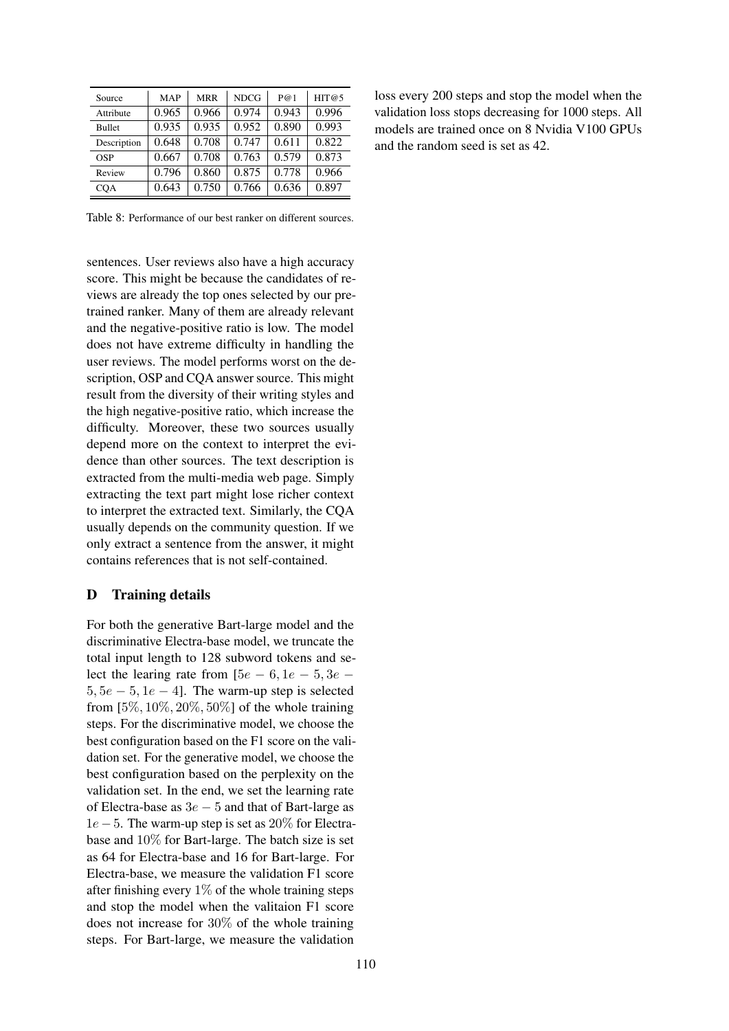| Source | MAP | MRR | NDCG | P@1 | HIT@5 |
|---|---|---|---|---|---|
| Attribute | 0.965 | 0.966 | 0.974 | 0.943 | 0.996 |
| Bullet | 0.935 | 0.935 | 0.952 | 0.890 | 0.993 |
| Description | 0.648 | 0.708 | 0.747 | 0.611 | 0.822 |
| OSP | 0.667 | 0.708 | 0.763 | 0.579 | 0.873 |
| Review | 0.796 | 0.860 | 0.875 | 0.778 | 0.966 |
| CQA | 0.643 | 0.750 | 0.766 | 0.636 | 0.897 |

Table 8: Performance of our best ranker on different sources.

sentences. User reviews also have a high accuracy score. This might be because the candidates of reviews are already the top ones selected by our pretrained ranker. Many of them are already relevant and the negative-positive ratio is low. The model does not have extreme difficulty in handling the user reviews. The model performs worst on the description, OSP and CQA answer source. This might result from the diversity of their writing styles and the high negative-positive ratio, which increase the difficulty. Moreover, these two sources usually depend more on the context to interpret the evidence than other sources. The text description is extracted from the multi-media web page. Simply extracting the text part might lose richer context to interpret the extracted text. Similarly, the CQA usually depends on the community question. If we only extract a sentence from the answer, it might contains references that is not self-contained.

## D Training details

For both the generative Bart-large model and the discriminative Electra-base model, we truncate the total input length to 128 subword tokens and select the learing rate from $[5e-6, 1e-5, 3e-5, 5e-5, 1e-4]$. The warm-up step is selected from $[5\%, 10\%, 20\%, 50\%]$ of the whole training steps. For the discriminative model, we choose the best configuration based on the F1 score on the validation set. For the generative model, we choose the best configuration based on the perplexity on the validation set. In the end, we set the learning rate of Electra-base as $3e-5$ and that of Bart-large as $1e-5$. The warm-up step is set as $20\%$ for Electra-base and $10\%$ for Bart-large. The batch size is set as 64 for Electra-base and 16 for Bart-large. For Electra-base, we measure the validation F1 score after finishing every $1\%$ of the whole training steps and stop the model when the valitaion F1 score does not increase for $30\%$ of the whole training steps. For Bart-large, we measure the validation loss every 200 steps and stop the model when the validation loss stops decreasing for 1000 steps. All models are trained once on 8 Nvidia V100 GPUs and the random seed is set as 42.